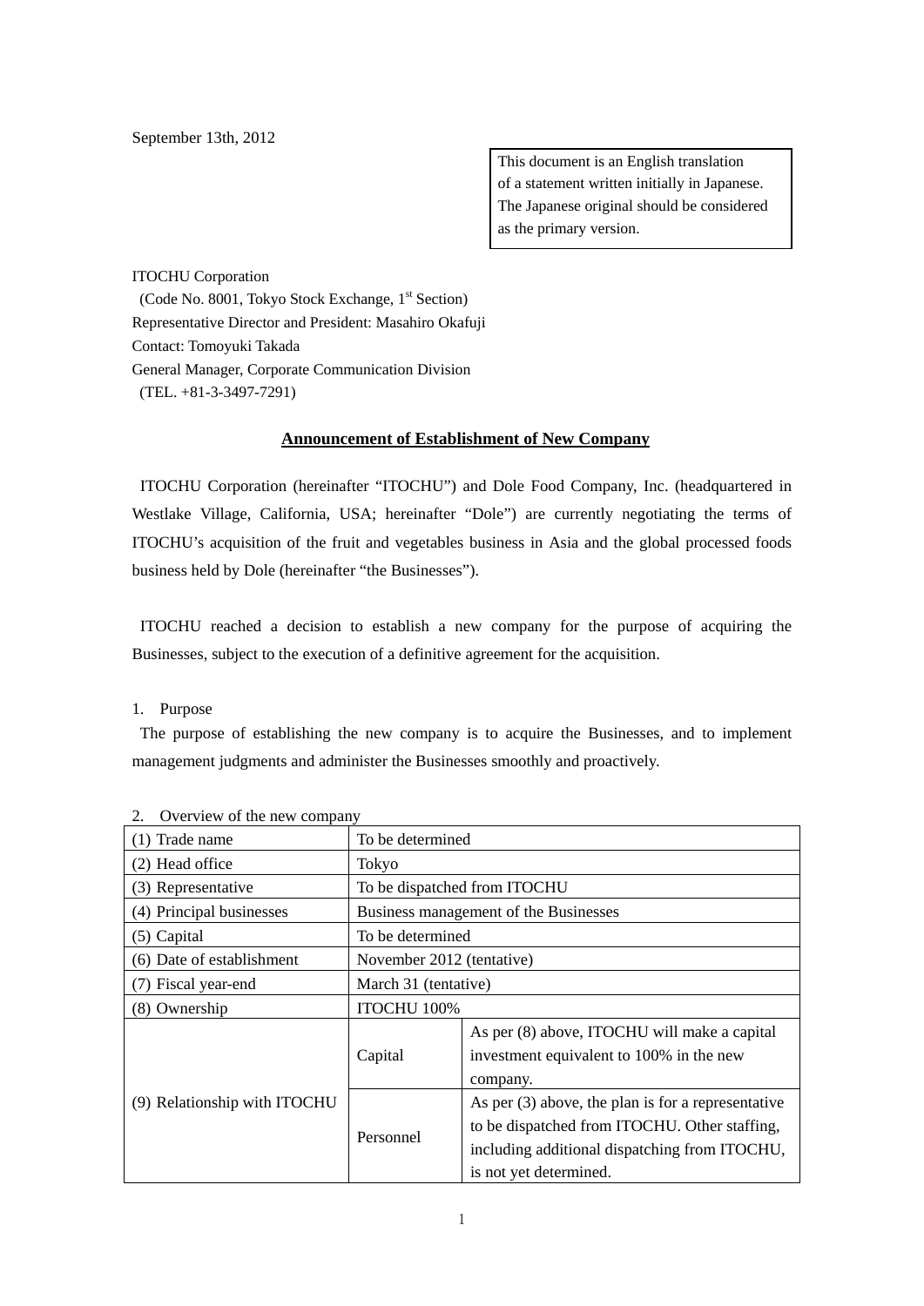September 13th, 2012

This document is an English translation of a statement written initially in Japanese. The Japanese original should be considered as the primary version.

ITOCHU Corporation
(Code No. 8001, Tokyo Stock Exchange, 1st Section)
Representative Director and President: Masahiro Okafuji
Contact: Tomoyuki Takada
General Manager, Corporate Communication Division
(TEL. +81-3-3497-7291)

# Announcement of Establishment of New Company

ITOCHU Corporation (hereinafter "ITOCHU") and Dole Food Company, Inc. (headquartered in Westlake Village, California, USA; hereinafter "Dole") are currently negotiating the terms of ITOCHU's acquisition of the fruit and vegetables business in Asia and the global processed foods business held by Dole (hereinafter "the Businesses").

ITOCHU reached a decision to establish a new company for the purpose of acquiring the Businesses, subject to the execution of a definitive agreement for the acquisition.

1. Purpose

The purpose of establishing the new company is to acquire the Businesses, and to implement management judgments and administer the Businesses smoothly and proactively.

2. Overview of the new company

| Item | | |
|---|---|---|
| (1) Trade name | To be determined | |
| (2) Head office | Tokyo | |
| (3) Representative | To be dispatched from ITOCHU | |
| (4) Principal businesses | Business management of the Businesses | |
| (5) Capital | To be determined | |
| (6) Date of establishment | November 2012 (tentative) | |
| (7) Fiscal year-end | March 31 (tentative) | |
| (8) Ownership | ITOCHU 100% | |
| (9) Relationship with ITOCHU | Capital | As per (8) above, ITOCHU will make a capital investment equivalent to 100% in the new company. |
| | Personnel | As per (3) above, the plan is for a representative to be dispatched from ITOCHU. Other staffing, including additional dispatching from ITOCHU, is not yet determined. |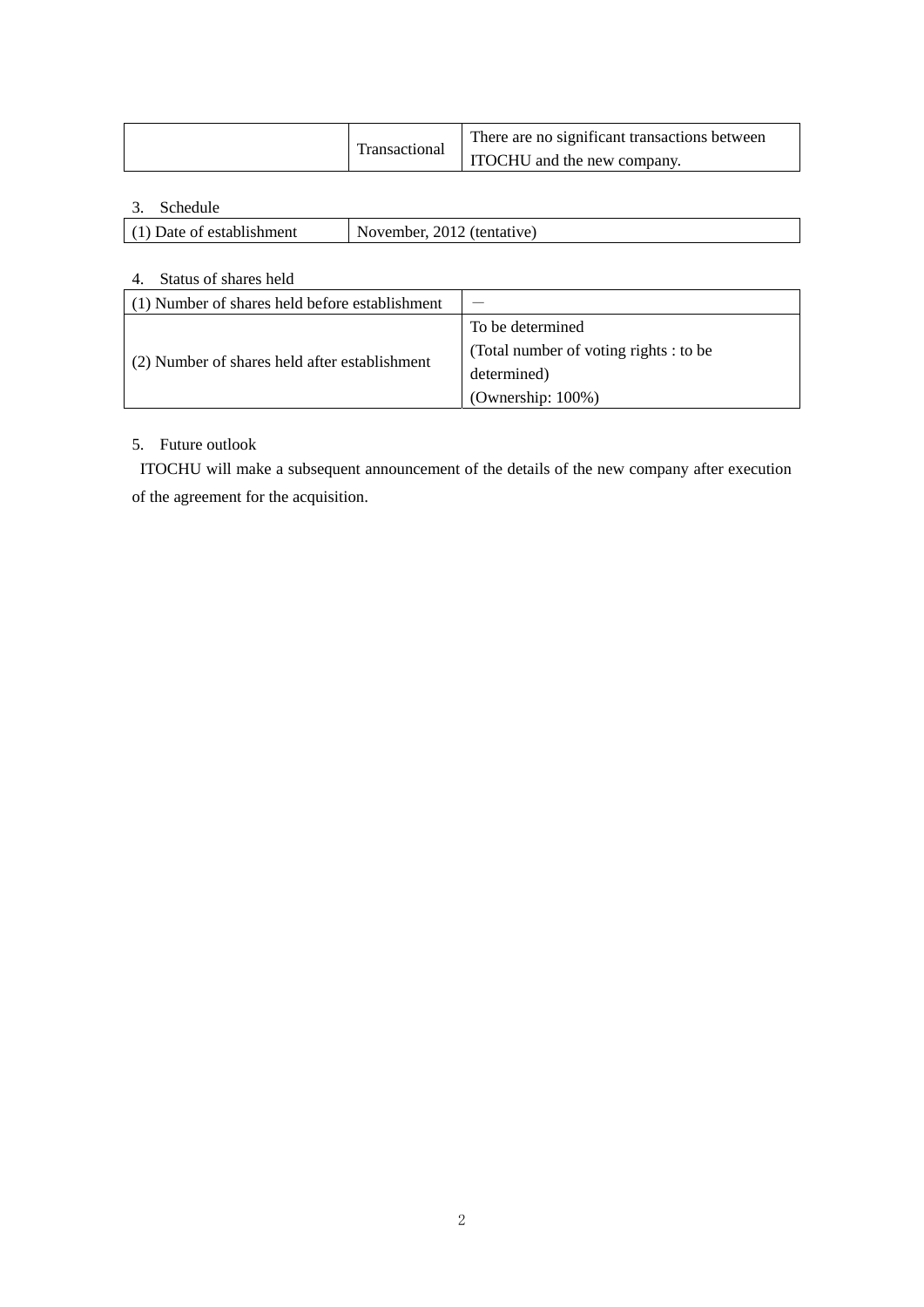| | | |
|---|---|---|
| | Transactional | There are no significant transactions between ITOCHU and the new company. |

3. Schedule

| | |
|---|---|
| (1) Date of establishment | November, 2012 (tentative) |

4. Status of shares held

| | |
|---|---|
| (1) Number of shares held before establishment | — |
| (2) Number of shares held after establishment | To be determined<br>(Total number of voting rights : to be determined)<br>(Ownership: 100%) |

5. Future outlook

ITOCHU will make a subsequent announcement of the details of the new company after execution of the agreement for the acquisition.